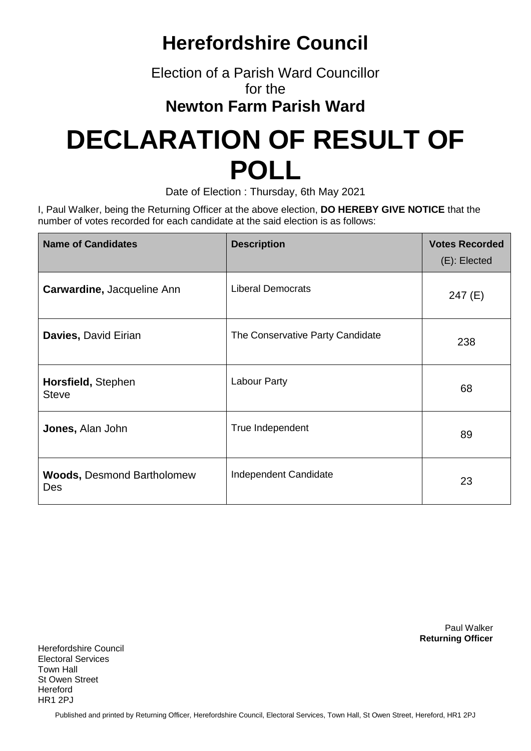# Herefordshire Council

Election of a Parish Ward Councillor
for the
**Newton Farm Parish Ward**

# DECLARATION OF RESULT OF POLL

Date of Election : Thursday, 6th May 2021

I, Paul Walker, being the Returning Officer at the above election, **DO HEREBY GIVE NOTICE** that the number of votes recorded for each candidate at the said election is as follows:

| Name of Candidates | Description | Votes Recorded (E): Elected |
|---|---|---|
| **Carwardine,** Jacqueline Ann | Liberal Democrats | 247 (E) |
| **Davies,** David Eirian | The Conservative Party Candidate | 238 |
| **Horsfield,** Stephen Steve | Labour Party | 68 |
| **Jones,** Alan John | True Independent | 89 |
| **Woods,** Desmond Bartholomew Des | Independent Candidate | 23 |

Paul Walker
**Returning Officer**

Herefordshire Council
Electoral Services
Town Hall
St Owen Street
Hereford
HR1 2PJ

Published and printed by Returning Officer, Herefordshire Council, Electoral Services, Town Hall, St Owen Street, Hereford, HR1 2PJ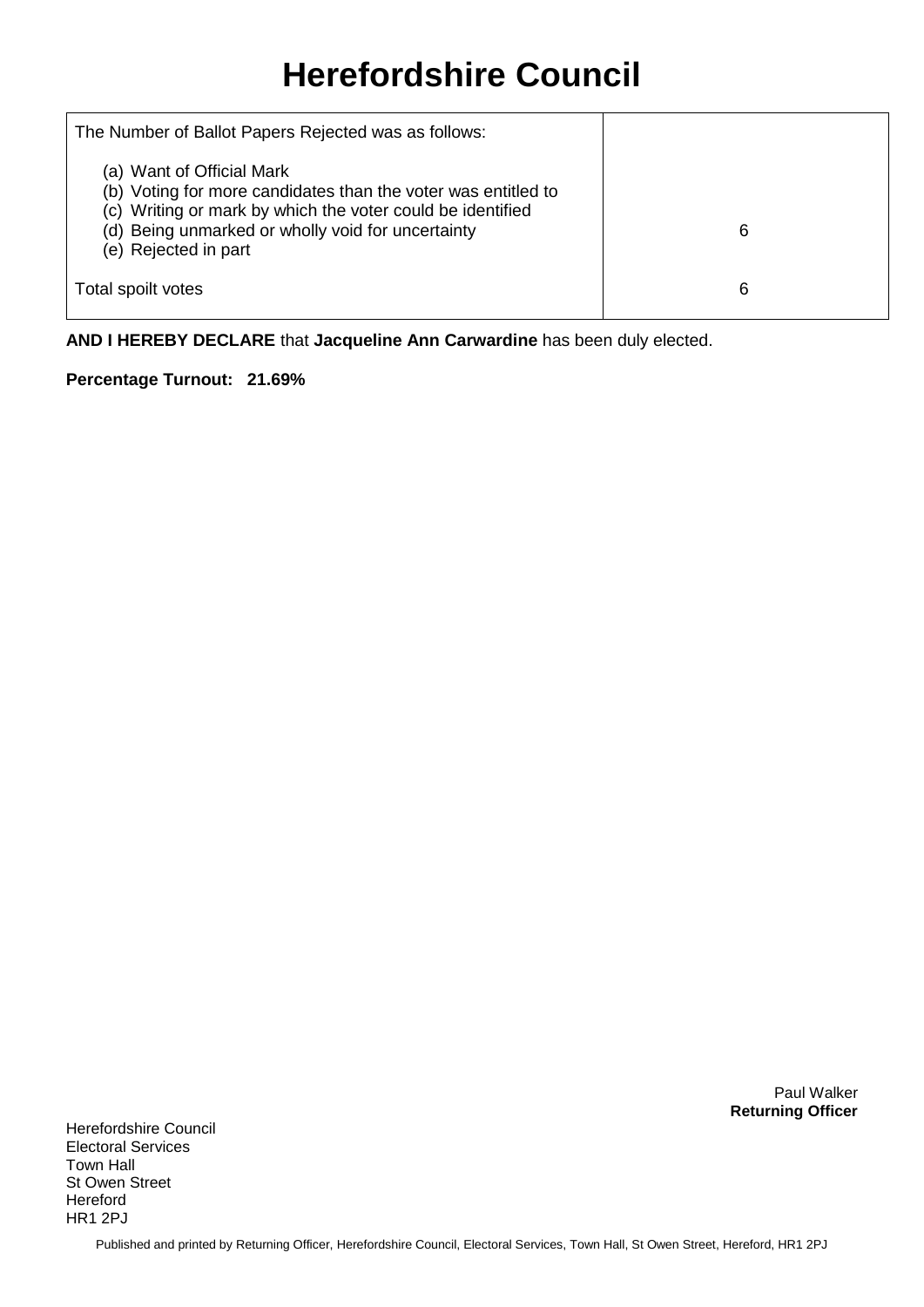# Herefordshire Council

| | |
|---|---|
| The Number of Ballot Papers Rejected was as follows:<br><br>(a) Want of Official Mark<br>(b) Voting for more candidates than the voter was entitled to<br>(c) Writing or mark by which the voter could be identified<br>(d) Being unmarked or wholly void for uncertainty<br>(e) Rejected in part | <br><br><br><br><br>6 |
| Total spoilt votes | 6 |

**AND I HEREBY DECLARE** that **Jacqueline Ann Carwardine** has been duly elected.

**Percentage Turnout: 21.69%**

Paul Walker
**Returning Officer**

Herefordshire Council
Electoral Services
Town Hall
St Owen Street
Hereford
HR1 2PJ

Published and printed by Returning Officer, Herefordshire Council, Electoral Services, Town Hall, St Owen Street, Hereford, HR1 2PJ